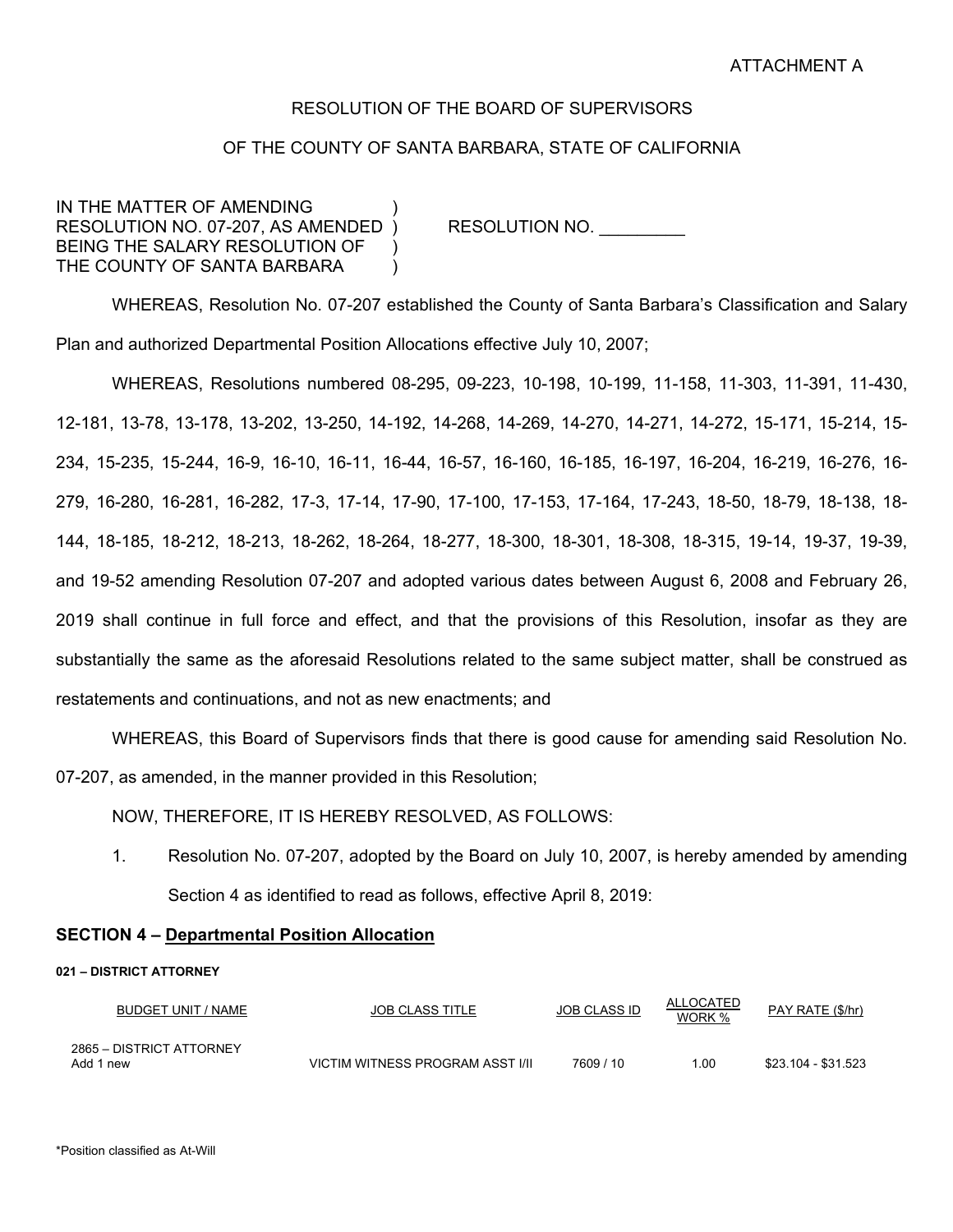ATTACHMENT A

RESOLUTION OF THE BOARD OF SUPERVISORS

OF THE COUNTY OF SANTA BARBARA, STATE OF CALIFORNIA

IN THE MATTER OF AMENDING )
RESOLUTION NO. 07-207, AS AMENDED ) RESOLUTION NO. _________
BEING THE SALARY RESOLUTION OF )
THE COUNTY OF SANTA BARBARA )

WHEREAS, Resolution No. 07-207 established the County of Santa Barbara's Classification and Salary Plan and authorized Departmental Position Allocations effective July 10, 2007;

WHEREAS, Resolutions numbered 08-295, 09-223, 10-198, 10-199, 11-158, 11-303, 11-391, 11-430, 12-181, 13-78, 13-178, 13-202, 13-250, 14-192, 14-268, 14-269, 14-270, 14-271, 14-272, 15-171, 15-214, 15-234, 15-235, 15-244, 16-9, 16-10, 16-11, 16-44, 16-57, 16-160, 16-185, 16-197, 16-204, 16-219, 16-276, 16-279, 16-280, 16-281, 16-282, 17-3, 17-14, 17-90, 17-100, 17-153, 17-164, 17-243, 18-50, 18-79, 18-138, 18-144, 18-185, 18-212, 18-213, 18-262, 18-264, 18-277, 18-300, 18-301, 18-308, 18-315, 19-14, 19-37, 19-39, and 19-52 amending Resolution 07-207 and adopted various dates between August 6, 2008 and February 26, 2019 shall continue in full force and effect, and that the provisions of this Resolution, insofar as they are substantially the same as the aforesaid Resolutions related to the same subject matter, shall be construed as restatements and continuations, and not as new enactments; and

WHEREAS, this Board of Supervisors finds that there is good cause for amending said Resolution No. 07-207, as amended, in the manner provided in this Resolution;

NOW, THEREFORE, IT IS HEREBY RESOLVED, AS FOLLOWS:

1. Resolution No. 07-207, adopted by the Board on July 10, 2007, is hereby amended by amending Section 4 as identified to read as follows, effective April 8, 2019:

## SECTION 4 – Departmental Position Allocation

**021 – DISTRICT ATTORNEY**

| BUDGET UNIT / NAME | JOB CLASS TITLE | JOB CLASS ID | ALLOCATED WORK % | PAY RATE ($/hr) |
|---|---|---|---|---|
| 2865 – DISTRICT ATTORNEY<br>Add 1 new | VICTIM WITNESS PROGRAM ASST I/II | 7609 / 10 | 1.00 | $23.104 - $31.523 |

*Position classified as At-Will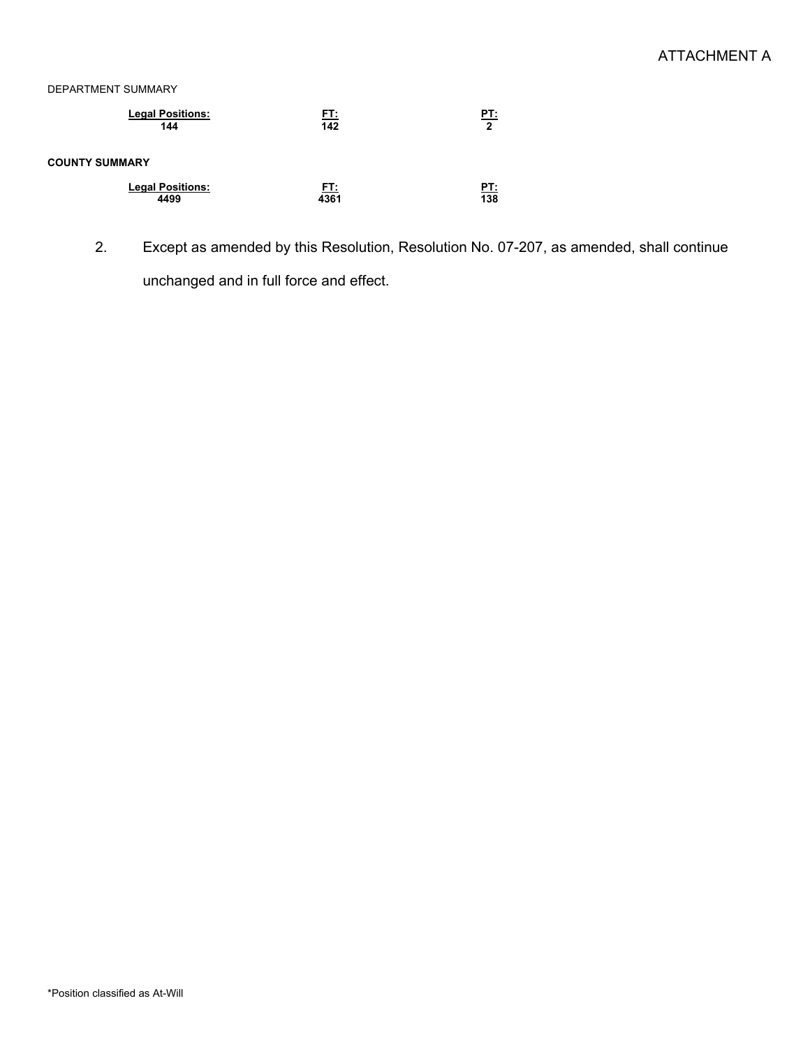ATTACHMENT A

DEPARTMENT SUMMARY

| Legal Positions: | FT: | PT: |
| --- | --- | --- |
| 144 | 142 | 2 |

**COUNTY SUMMARY**

| Legal Positions: | FT: | PT: |
| --- | --- | --- |
| 4499 | 4361 | 138 |

2. Except as amended by this Resolution, Resolution No. 07-207, as amended, shall continue unchanged and in full force and effect.

*Position classified as At-Will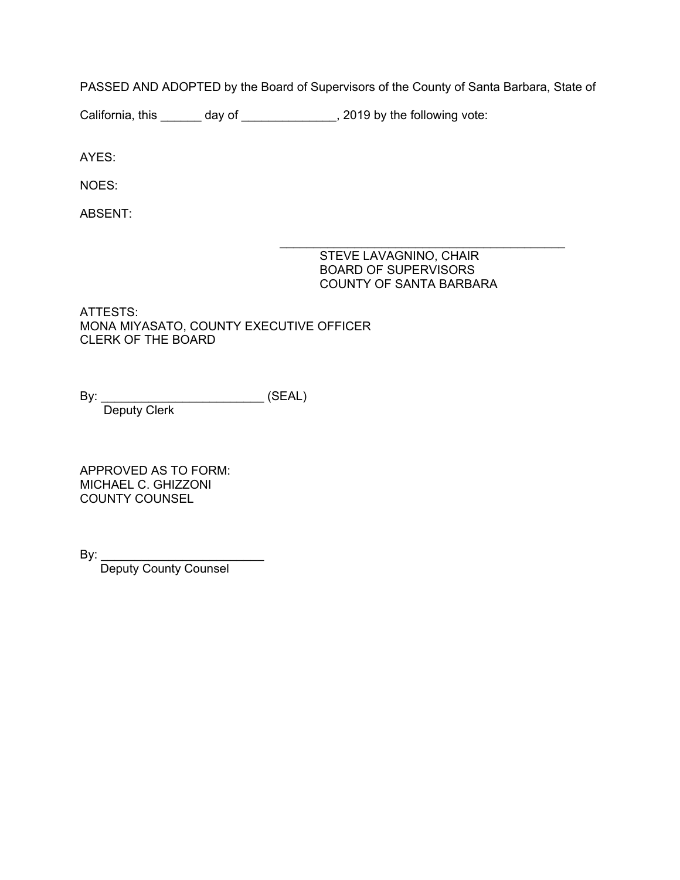PASSED AND ADOPTED by the Board of Supervisors of the County of Santa Barbara, State of

California, this ______ day of ______________, 2019 by the following vote:

AYES:

NOES:

ABSENT:

_____________________________________________
STEVE LAVAGNINO, CHAIR
BOARD OF SUPERVISORS
COUNTY OF SANTA BARBARA

ATTESTS:
MONA MIYASATO, COUNTY EXECUTIVE OFFICER
CLERK OF THE BOARD

By: _________________________ (SEAL)
Deputy Clerk

APPROVED AS TO FORM:
MICHAEL C. GHIZZONI
COUNTY COUNSEL

By: _________________________
Deputy County Counsel